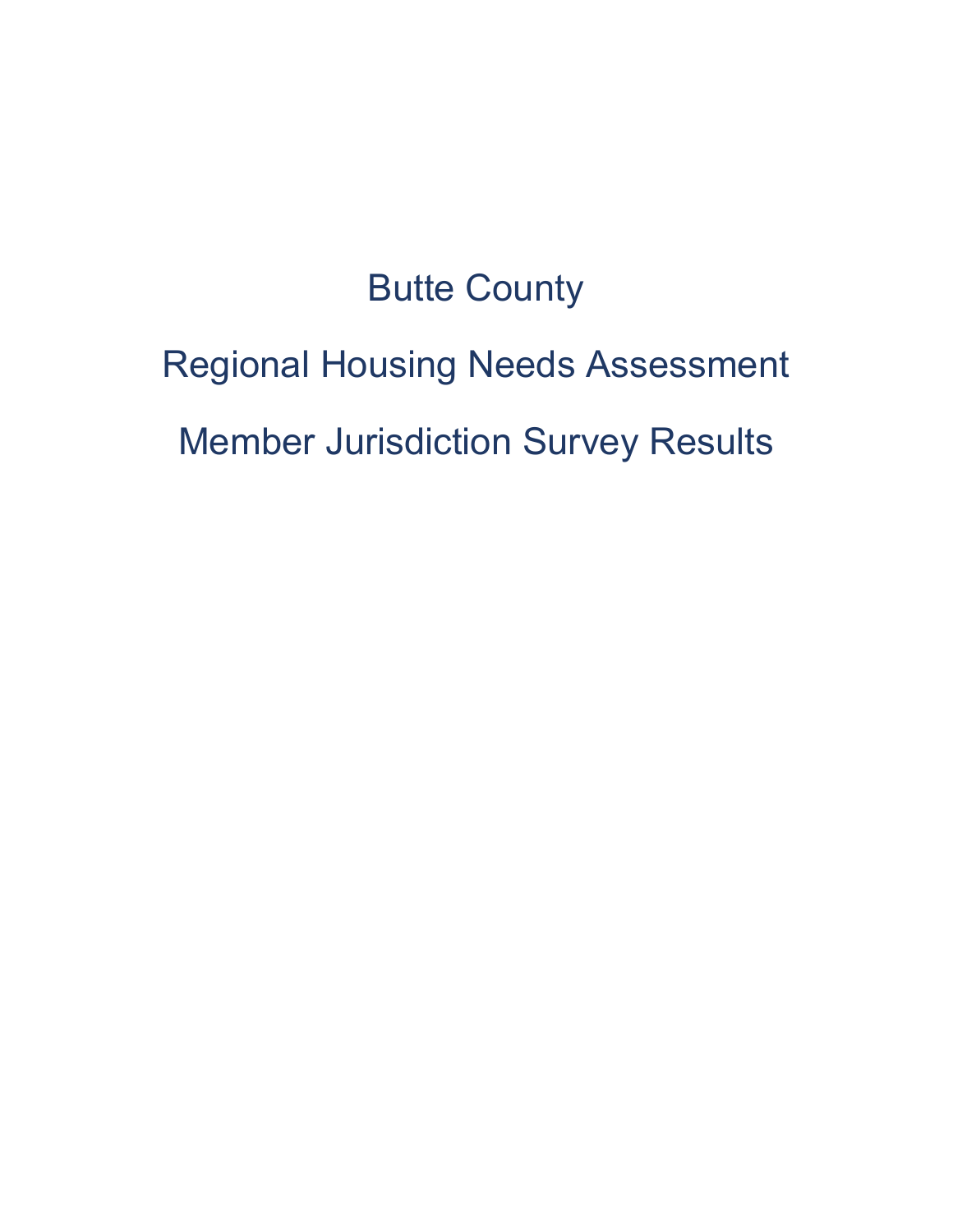# Butte County

# Regional Housing Needs Assessment

# Member Jurisdiction Survey Results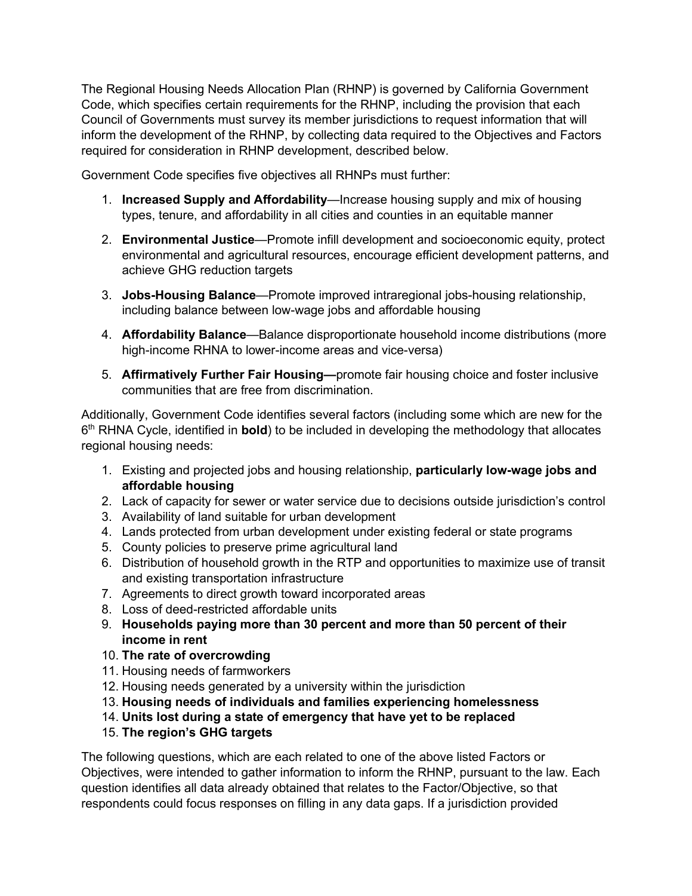The Regional Housing Needs Allocation Plan (RHNP) is governed by California Government Code, which specifies certain requirements for the RHNP, including the provision that each Council of Governments must survey its member jurisdictions to request information that will inform the development of the RHNP, by collecting data required to the Objectives and Factors required for consideration in RHNP development, described below.

Government Code specifies five objectives all RHNPs must further:

1. **Increased Supply and Affordability**—Increase housing supply and mix of housing types, tenure, and affordability in all cities and counties in an equitable manner
2. **Environmental Justice**—Promote infill development and socioeconomic equity, protect environmental and agricultural resources, encourage efficient development patterns, and achieve GHG reduction targets
3. **Jobs-Housing Balance**—Promote improved intraregional jobs-housing relationship, including balance between low-wage jobs and affordable housing
4. **Affordability Balance**—Balance disproportionate household income distributions (more high-income RHNA to lower-income areas and vice-versa)
5. **Affirmatively Further Fair Housing—**promote fair housing choice and foster inclusive communities that are free from discrimination.

Additionally, Government Code identifies several factors (including some which are new for the 6th RHNA Cycle, identified in **bold**) to be included in developing the methodology that allocates regional housing needs:

1. Existing and projected jobs and housing relationship, **particularly low-wage jobs and affordable housing**
2. Lack of capacity for sewer or water service due to decisions outside jurisdiction's control
3. Availability of land suitable for urban development
4. Lands protected from urban development under existing federal or state programs
5. County policies to preserve prime agricultural land
6. Distribution of household growth in the RTP and opportunities to maximize use of transit and existing transportation infrastructure
7. Agreements to direct growth toward incorporated areas
8. Loss of deed-restricted affordable units
9. **Households paying more than 30 percent and more than 50 percent of their income in rent**
10. **The rate of overcrowding**
11. Housing needs of farmworkers
12. Housing needs generated by a university within the jurisdiction
13. **Housing needs of individuals and families experiencing homelessness**
14. **Units lost during a state of emergency that have yet to be replaced**
15. **The region's GHG targets**

The following questions, which are each related to one of the above listed Factors or Objectives, were intended to gather information to inform the RHNP, pursuant to the law. Each question identifies all data already obtained that relates to the Factor/Objective, so that respondents could focus responses on filling in any data gaps. If a jurisdiction provided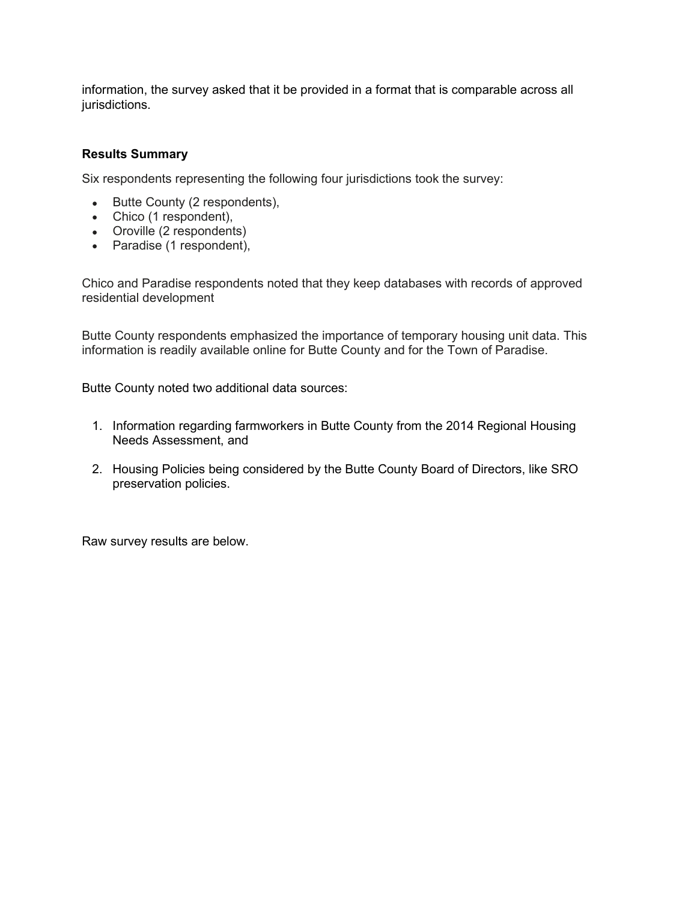information, the survey asked that it be provided in a format that is comparable across all jurisdictions.

**Results Summary**

Six respondents representing the following four jurisdictions took the survey:

- Butte County (2 respondents),
- Chico (1 respondent),
- Oroville (2 respondents)
- Paradise (1 respondent),

Chico and Paradise respondents noted that they keep databases with records of approved residential development

Butte County respondents emphasized the importance of temporary housing unit data. This information is readily available online for Butte County and for the Town of Paradise.

Butte County noted two additional data sources:

1. Information regarding farmworkers in Butte County from the 2014 Regional Housing Needs Assessment, and

2. Housing Policies being considered by the Butte County Board of Directors, like SRO preservation policies.

Raw survey results are below.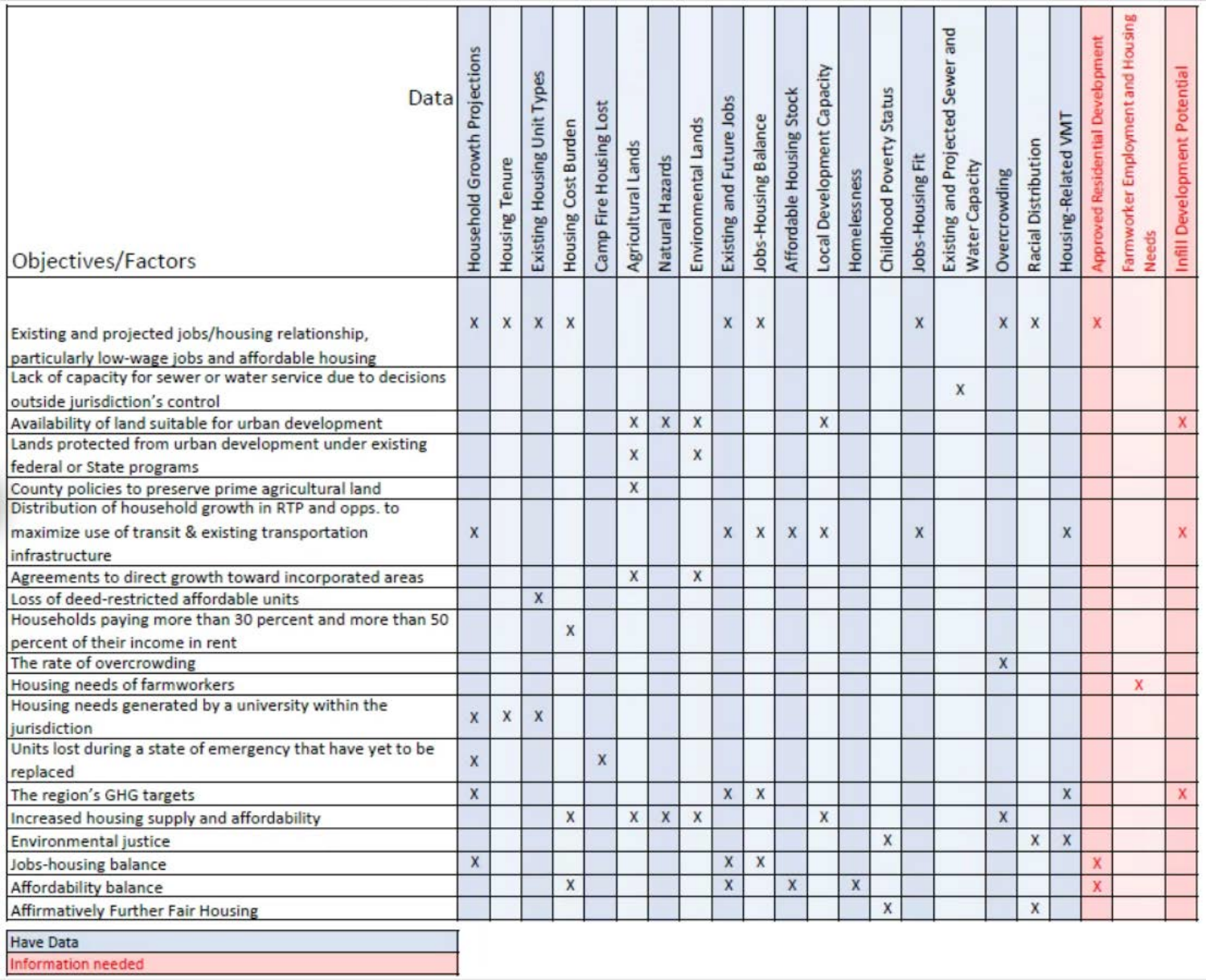| Objectives/Factors \ Data | Household Growth Projections | Housing Tenure | Existing Housing Unit Types | Housing Cost Burden | Camp Fire Housing Lost | Agricultural Lands | Natural Hazards | Environmental Lands | Existing and Future Jobs | Jobs-Housing Balance | Affordable Housing Stock | Local Development Capacity | Homelessness | Childhood Poverty Status | Jobs-Housing Fit | Existing and Projected Sewer and Water Capacity | Overcrowding | Racial Distribution | Housing-Related VMT | Approved Residential Development | Farmworker Employment and Housing Needs | Infill Development Potential |
|---|---|---|---|---|---|---|---|---|---|---|---|---|---|---|---|---|---|---|---|---|---|---|
| Existing and projected jobs/housing relationship, particularly low-wage jobs and affordable housing | X | X | X | X | | | | | X | X | | | | | X | | X | X | | X | | |
| Lack of capacity for sewer or water service due to decisions outside jurisdiction's control | | | | | | | | | | | | | | | | X | | | | | | |
| Availability of land suitable for urban development | | | | | | X | X | X | | | | X | | | | | | | | | | X |
| Lands protected from urban development under existing federal or State programs | | | | | | X | | X | | | | | | | | | | | | | | |
| County policies to preserve prime agricultural land | | | | | | X | | | | | | | | | | | | | | | | |
| Distribution of household growth in RTP and opps. to maximize use of transit & existing transportation infrastructure | X | | | | | | | | X | X | X | X | | | X | | | | X | | | X |
| Agreements to direct growth toward incorporated areas | | | | | | X | | X | | | | | | | | | | | | | | |
| Loss of deed-restricted affordable units | | | X | | | | | | | | | | | | | | | | | | | |
| Households paying more than 30 percent and more than 50 percent of their income in rent | | | | X | | | | | | | | | | | | | | | | | | |
| The rate of overcrowding | | | | | | | | | | | | | | | | | X | | | | | |
| Housing needs of farmworkers | | | | | | | | | | | | | | | | | | | | | X | |
| Housing needs generated by a university within the jurisdiction | X | X | X | | | | | | | | | | | | | | | | | | | |
| Units lost during a state of emergency that have yet to be replaced | X | | | | X | | | | | | | | | | | | | | | | | |
| The region's GHG targets | X | | | | | | | | X | X | | | | | | | | | X | | | X |
| Increased housing supply and affordability | | | | X | | X | X | X | | | | X | | | | | X | | | | | |
| Environmental justice | | | | | | | | | | | | | | X | | | | X | X | | | |
| Jobs-housing balance | X | | | | | | | | X | X | | | | | | | | | | X | | |
| Affordability balance | | | | X | | | | | X | | X | | X | | | | | | | X | | |
| Affirmatively Further Fair Housing | | | | | | | | | | | | | | X | | | | X | | | | |

Have Data

Information needed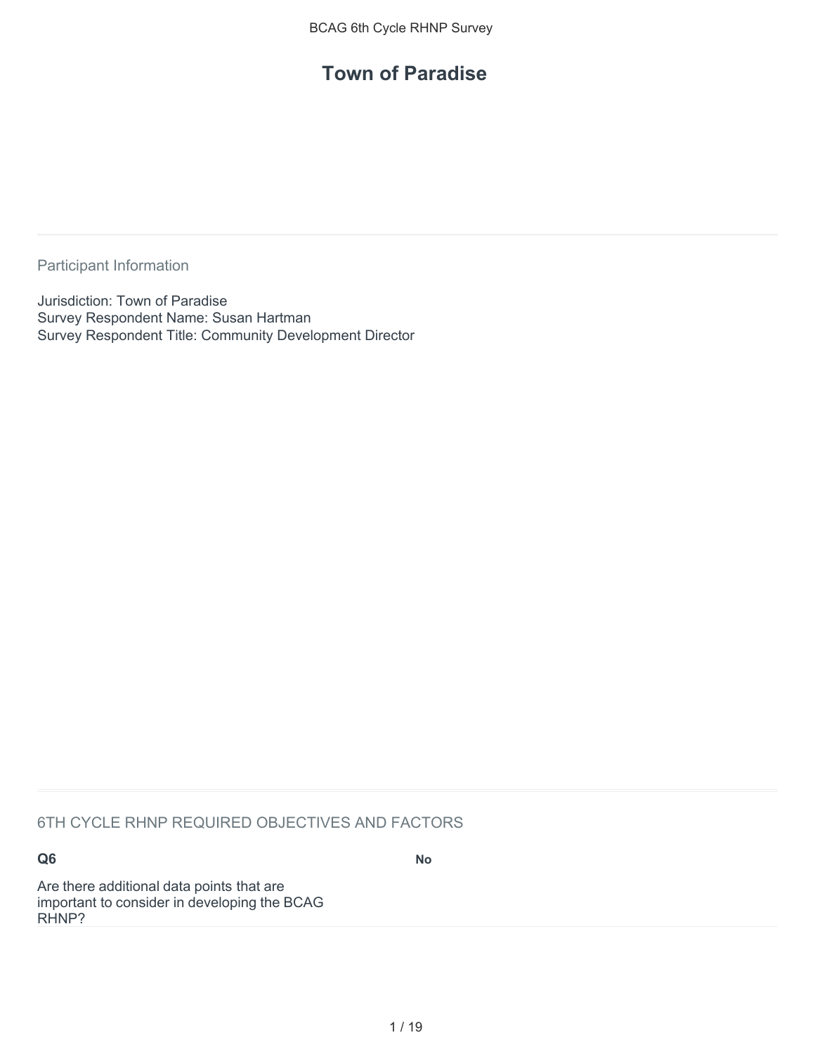# Town of Paradise

Participant Information

Jurisdiction: Town of Paradise
Survey Respondent Name: Susan Hartman
Survey Respondent Title: Community Development Director

6TH CYCLE RHNP REQUIRED OBJECTIVES AND FACTORS

| **Q6** | **No** |
| --- | --- |
| Are there additional data points that are important to consider in developing the BCAG RHNP? | |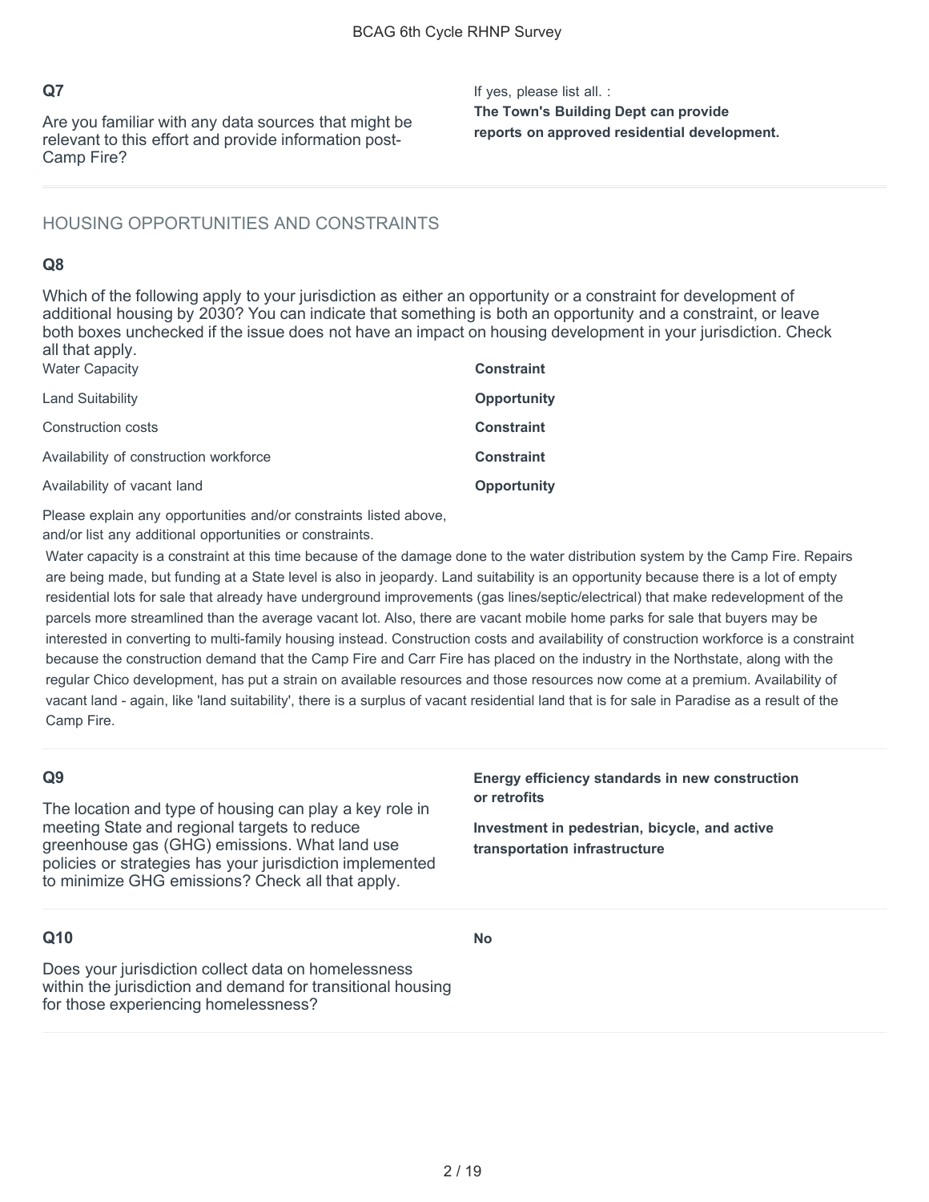## Q7

Are you familiar with any data sources that might be relevant to this effort and provide information post-Camp Fire?

If yes, please list all. :

**The Town's Building Dept can provide reports on approved residential development.**

## HOUSING OPPORTUNITIES AND CONSTRAINTS

## Q8

Which of the following apply to your jurisdiction as either an opportunity or a constraint for development of additional housing by 2030? You can indicate that something is both an opportunity and a constraint, or leave both boxes unchecked if the issue does not have an impact on housing development in your jurisdiction. Check all that apply.

| | |
|---|---|
| Water Capacity | **Constraint** |
| Land Suitability | **Opportunity** |
| Construction costs | **Constraint** |
| Availability of construction workforce | **Constraint** |
| Availability of vacant land | **Opportunity** |

Please explain any opportunities and/or constraints listed above, and/or list any additional opportunities or constraints.

Water capacity is a constraint at this time because of the damage done to the water distribution system by the Camp Fire. Repairs are being made, but funding at a State level is also in jeopardy. Land suitability is an opportunity because there is a lot of empty residential lots for sale that already have underground improvements (gas lines/septic/electrical) that make redevelopment of the parcels more streamlined than the average vacant lot. Also, there are vacant mobile home parks for sale that buyers may be interested in converting to multi-family housing instead. Construction costs and availability of construction workforce is a constraint because the construction demand that the Camp Fire and Carr Fire has placed on the industry in the Northstate, along with the regular Chico development, has put a strain on available resources and those resources now come at a premium. Availability of vacant land - again, like 'land suitability', there is a surplus of vacant residential land that is for sale in Paradise as a result of the Camp Fire.

## Q9

The location and type of housing can play a key role in meeting State and regional targets to reduce greenhouse gas (GHG) emissions. What land use policies or strategies has your jurisdiction implemented to minimize GHG emissions? Check all that apply.

**Energy efficiency standards in new construction or retrofits**

**Investment in pedestrian, bicycle, and active transportation infrastructure**

## Q10

Does your jurisdiction collect data on homelessness within the jurisdiction and demand for transitional housing for those experiencing homelessness?

**No**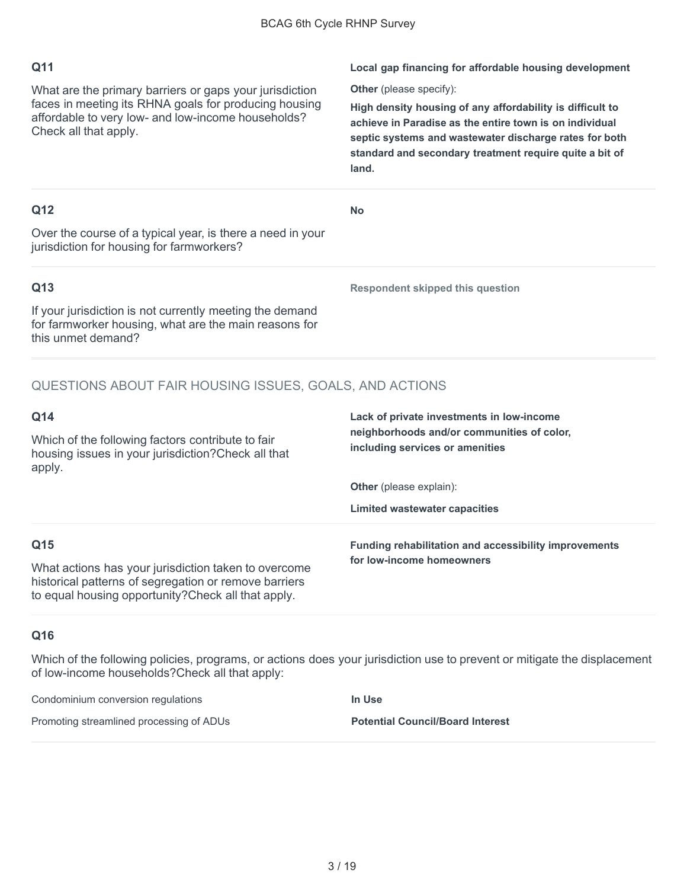## Q11

What are the primary barriers or gaps your jurisdiction faces in meeting its RHNA goals for producing housing affordable to very low- and low-income households? Check all that apply.

**Local gap financing for affordable housing development**

**Other** (please specify):

**High density housing of any affordability is difficult to achieve in Paradise as the entire town is on individual septic systems and wastewater discharge rates for both standard and secondary treatment require quite a bit of land.**

## Q12

Over the course of a typical year, is there a need in your jurisdiction for housing for farmworkers?

**No**

## Q13

If your jurisdiction is not currently meeting the demand for farmworker housing, what are the main reasons for this unmet demand?

**Respondent skipped this question**

# QUESTIONS ABOUT FAIR HOUSING ISSUES, GOALS, AND ACTIONS

## Q14

Which of the following factors contribute to fair housing issues in your jurisdiction?Check all that apply.

**Lack of private investments in low-income neighborhoods and/or communities of color, including services or amenities**

**Other** (please explain):

**Limited wastewater capacities**

## Q15

What actions has your jurisdiction taken to overcome historical patterns of segregation or remove barriers to equal housing opportunity?Check all that apply.

**Funding rehabilitation and accessibility improvements for low-income homeowners**

## Q16

Which of the following policies, programs, or actions does your jurisdiction use to prevent or mitigate the displacement of low-income households?Check all that apply:

| | |
|---|---|
| Condominium conversion regulations | **In Use** |
| Promoting streamlined processing of ADUs | **Potential Council/Board Interest** |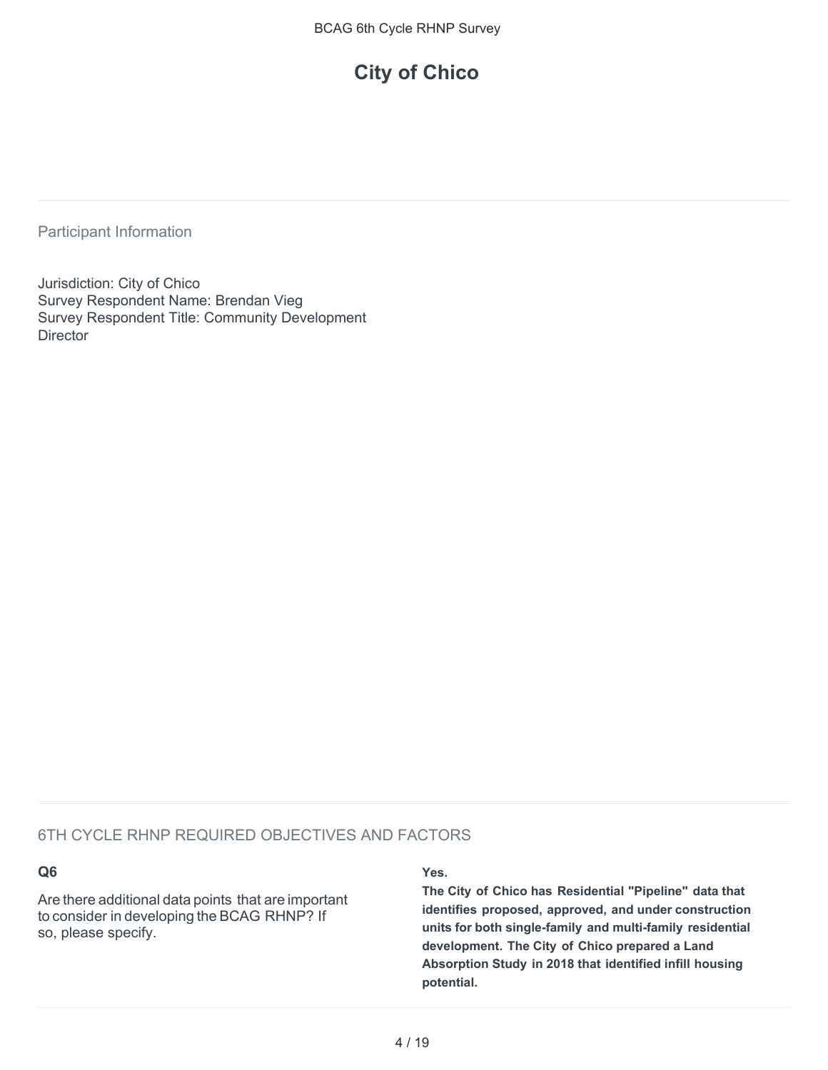# City of Chico

Participant Information

Jurisdiction: City of Chico
Survey Respondent Name: Brendan Vieg
Survey Respondent Title: Community Development Director

## 6TH CYCLE RHNP REQUIRED OBJECTIVES AND FACTORS

**Q6**

Are there additional data points that are important to consider in developing the BCAG RHNP? If so, please specify.

**Yes.**

**The City of Chico has Residential "Pipeline" data that identifies proposed, approved, and under construction units for both single-family and multi-family residential development. The City of Chico prepared a Land Absorption Study in 2018 that identified infill housing potential.**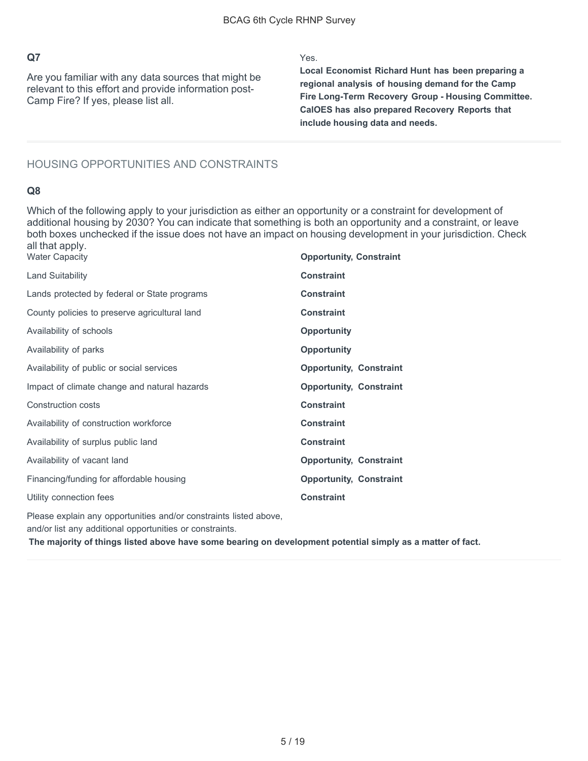## Q7

Are you familiar with any data sources that might be relevant to this effort and provide information post-Camp Fire? If yes, please list all.

Yes.

**Local Economist Richard Hunt has been preparing a regional analysis of housing demand for the Camp Fire Long-Term Recovery Group - Housing Committee. CalOES has also prepared Recovery Reports that include housing data and needs.**

## HOUSING OPPORTUNITIES AND CONSTRAINTS

## Q8

Which of the following apply to your jurisdiction as either an opportunity or a constraint for development of additional housing by 2030? You can indicate that something is both an opportunity and a constraint, or leave both boxes unchecked if the issue does not have an impact on housing development in your jurisdiction. Check all that apply.

| | |
|---|---|
| Water Capacity | **Opportunity, Constraint** |
| Land Suitability | **Constraint** |
| Lands protected by federal or State programs | **Constraint** |
| County policies to preserve agricultural land | **Constraint** |
| Availability of schools | **Opportunity** |
| Availability of parks | **Opportunity** |
| Availability of public or social services | **Opportunity, Constraint** |
| Impact of climate change and natural hazards | **Opportunity, Constraint** |
| Construction costs | **Constraint** |
| Availability of construction workforce | **Constraint** |
| Availability of surplus public land | **Constraint** |
| Availability of vacant land | **Opportunity, Constraint** |
| Financing/funding for affordable housing | **Opportunity, Constraint** |
| Utility connection fees | **Constraint** |

Please explain any opportunities and/or constraints listed above, and/or list any additional opportunities or constraints.

**The majority of things listed above have some bearing on development potential simply as a matter of fact.**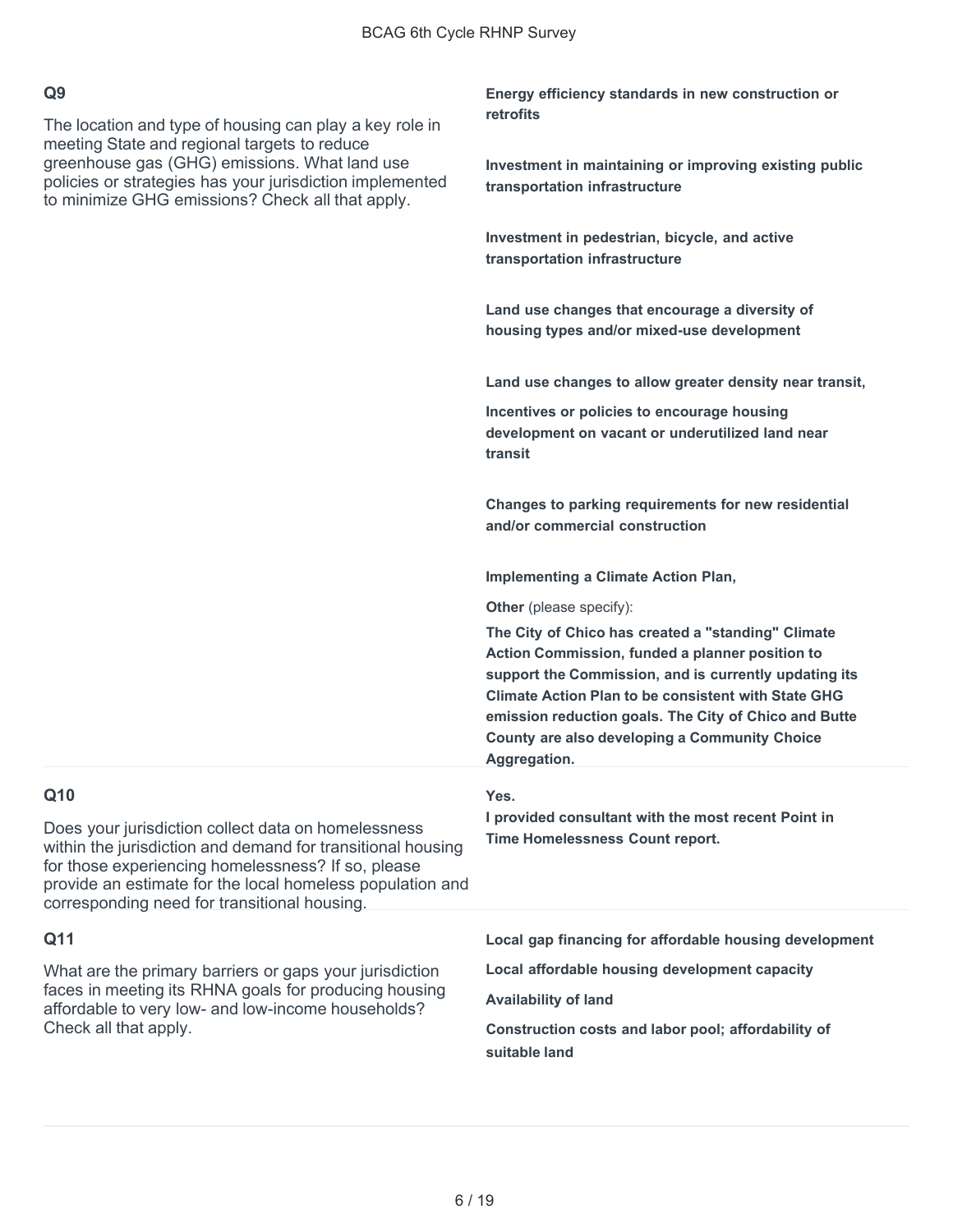### Q9

The location and type of housing can play a key role in meeting State and regional targets to reduce greenhouse gas (GHG) emissions. What land use policies or strategies has your jurisdiction implemented to minimize GHG emissions? Check all that apply.

**Energy efficiency standards in new construction or retrofits**

**Investment in maintaining or improving existing public transportation infrastructure**

**Investment in pedestrian, bicycle, and active transportation infrastructure**

**Land use changes that encourage a diversity of housing types and/or mixed-use development**

**Land use changes to allow greater density near transit,**

**Incentives or policies to encourage housing development on vacant or underutilized land near transit**

**Changes to parking requirements for new residential and/or commercial construction**

**Implementing a Climate Action Plan,**

**Other** (please specify):

**The City of Chico has created a "standing" Climate Action Commission, funded a planner position to support the Commission, and is currently updating its Climate Action Plan to be consistent with State GHG emission reduction goals. The City of Chico and Butte County are also developing a Community Choice Aggregation.**

### Q10

Does your jurisdiction collect data on homelessness within the jurisdiction and demand for transitional housing for those experiencing homelessness? If so, please provide an estimate for the local homeless population and corresponding need for transitional housing.

**Yes.**

**I provided consultant with the most recent Point in Time Homelessness Count report.**

### Q11

What are the primary barriers or gaps your jurisdiction faces in meeting its RHNA goals for producing housing affordable to very low- and low-income households? Check all that apply.

**Local gap financing for affordable housing development**

**Local affordable housing development capacity**

**Availability of land**

**Construction costs and labor pool; affordability of suitable land**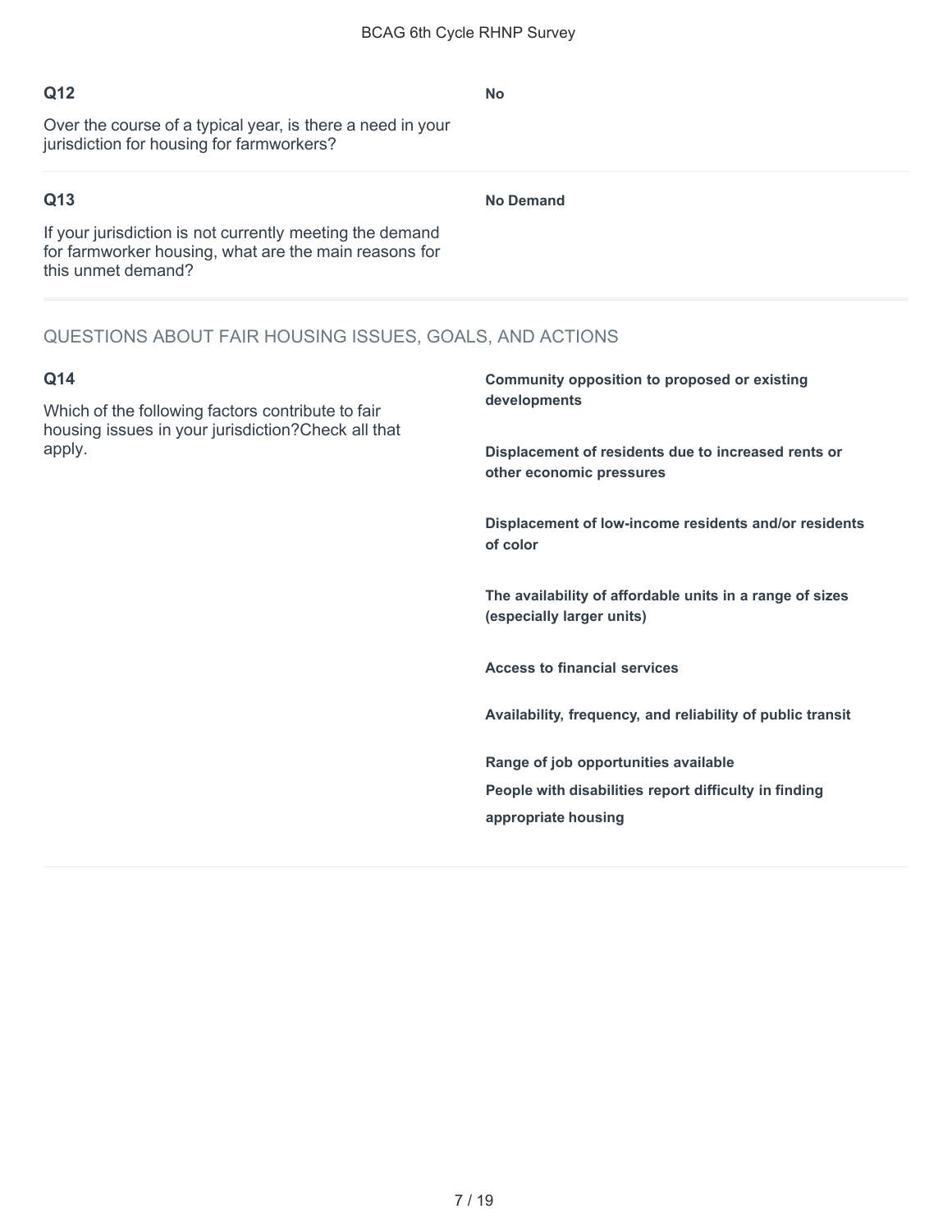### Q12

Over the course of a typical year, is there a need in your jurisdiction for housing for farmworkers?

**No**

### Q13

If your jurisdiction is not currently meeting the demand for farmworker housing, what are the main reasons for this unmet demand?

**No Demand**

## QUESTIONS ABOUT FAIR HOUSING ISSUES, GOALS, AND ACTIONS

### Q14

Which of the following factors contribute to fair housing issues in your jurisdiction?Check all that apply.

**Community opposition to proposed or existing developments**

**Displacement of residents due to increased rents or other economic pressures**

**Displacement of low-income residents and/or residents of color**

**The availability of affordable units in a range of sizes (especially larger units)**

**Access to financial services**

**Availability, frequency, and reliability of public transit**

**Range of job opportunities available**

**People with disabilities report difficulty in finding appropriate housing**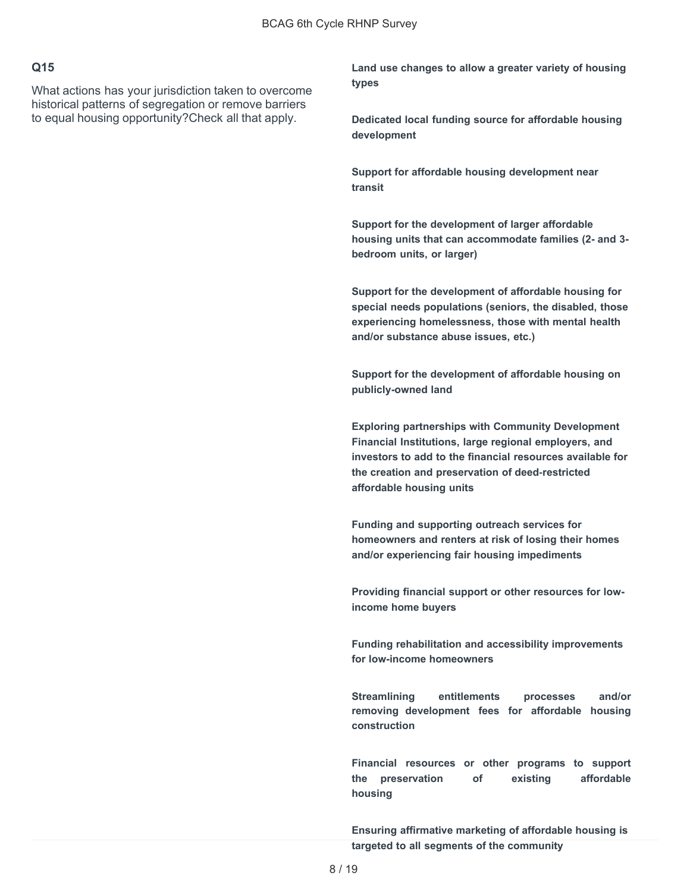## Q15

What actions has your jurisdiction taken to overcome historical patterns of segregation or remove barriers to equal housing opportunity?Check all that apply.

**Land use changes to allow a greater variety of housing types**

**Dedicated local funding source for affordable housing development**

**Support for affordable housing development near transit**

**Support for the development of larger affordable housing units that can accommodate families (2- and 3-bedroom units, or larger)**

**Support for the development of affordable housing for special needs populations (seniors, the disabled, those experiencing homelessness, those with mental health and/or substance abuse issues, etc.)**

**Support for the development of affordable housing on publicly-owned land**

**Exploring partnerships with Community Development Financial Institutions, large regional employers, and investors to add to the financial resources available for the creation and preservation of deed-restricted affordable housing units**

**Funding and supporting outreach services for homeowners and renters at risk of losing their homes and/or experiencing fair housing impediments**

**Providing financial support or other resources for low-income home buyers**

**Funding rehabilitation and accessibility improvements for low-income homeowners**

**Streamlining entitlements processes and/or removing development fees for affordable housing construction**

**Financial resources or other programs to support the preservation of existing affordable housing**

**Ensuring affirmative marketing of affordable housing is targeted to all segments of the community**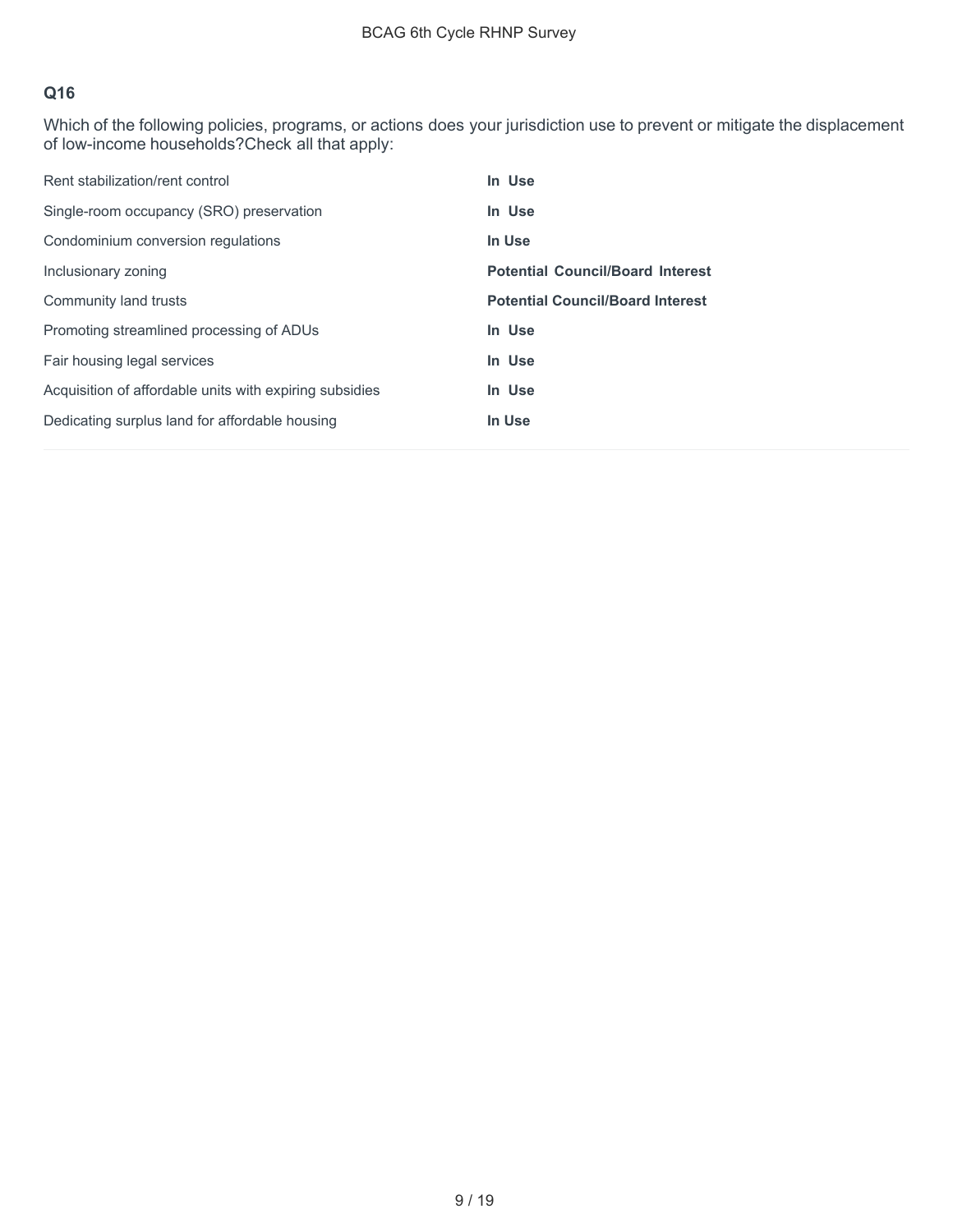## Q16

Which of the following policies, programs, or actions does your jurisdiction use to prevent or mitigate the displacement of low-income households?Check all that apply:

| | |
|---|---|
| Rent stabilization/rent control | **In Use** |
| Single-room occupancy (SRO) preservation | **In Use** |
| Condominium conversion regulations | **In Use** |
| Inclusionary zoning | **Potential Council/Board Interest** |
| Community land trusts | **Potential Council/Board Interest** |
| Promoting streamlined processing of ADUs | **In Use** |
| Fair housing legal services | **In Use** |
| Acquisition of affordable units with expiring subsidies | **In Use** |
| Dedicating surplus land for affordable housing | **In Use** |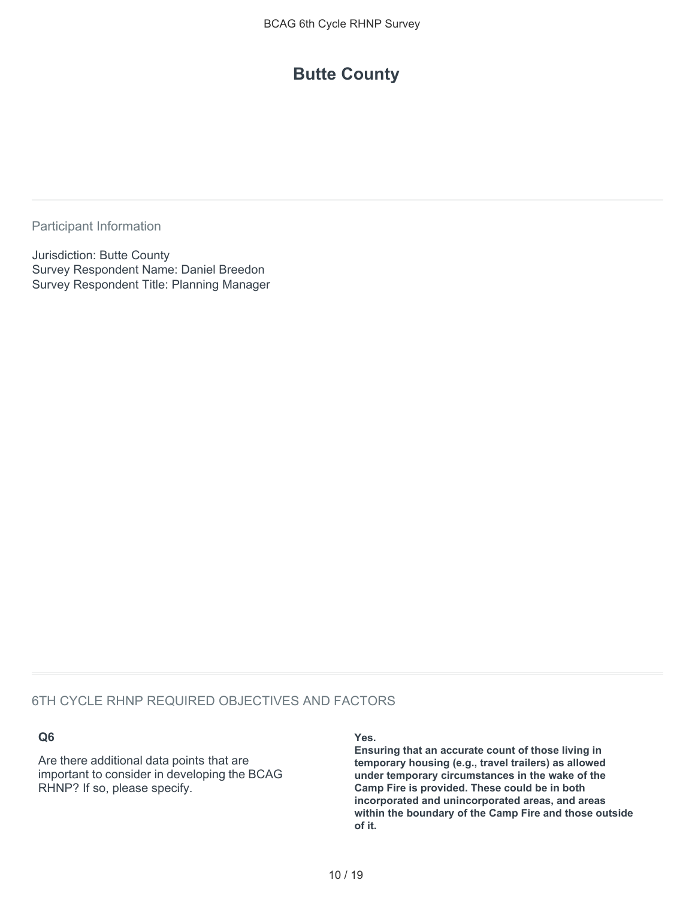# Butte County

## Participant Information

Jurisdiction: Butte County
Survey Respondent Name: Daniel Breedon
Survey Respondent Title: Planning Manager

## 6TH CYCLE RHNP REQUIRED OBJECTIVES AND FACTORS

**Q6**

Are there additional data points that are important to consider in developing the BCAG RHNP? If so, please specify.

**Yes.**
**Ensuring that an accurate count of those living in temporary housing (e.g., travel trailers) as allowed under temporary circumstances in the wake of the Camp Fire is provided. These could be in both incorporated and unincorporated areas, and areas within the boundary of the Camp Fire and those outside of it.**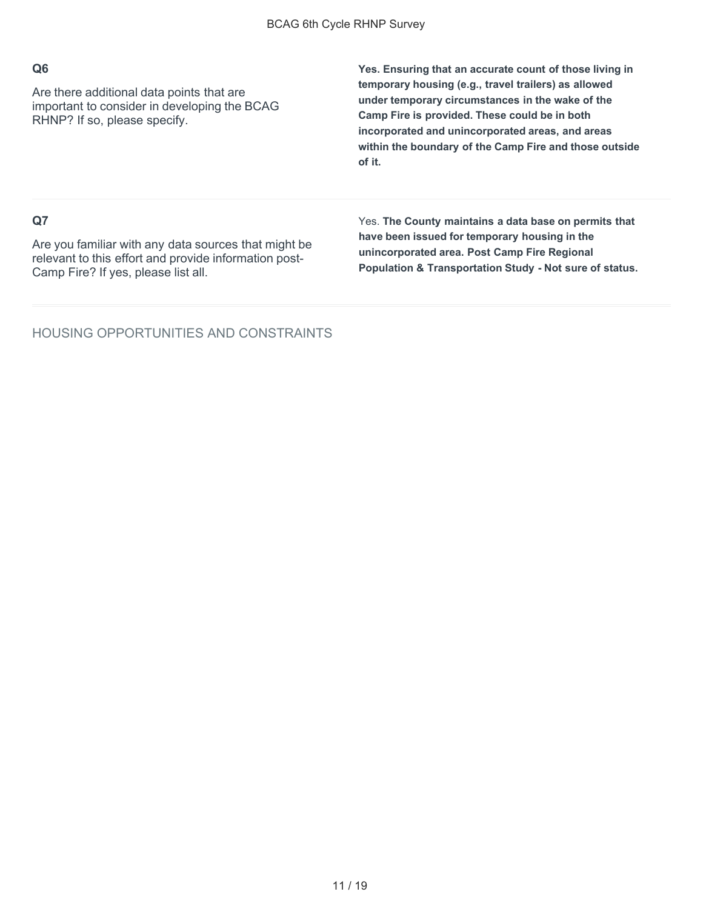### Q6

Are there additional data points that are important to consider in developing the BCAG RHNP? If so, please specify.

**Yes. Ensuring that an accurate count of those living in temporary housing (e.g., travel trailers) as allowed under temporary circumstances in the wake of the Camp Fire is provided. These could be in both incorporated and unincorporated areas, and areas within the boundary of the Camp Fire and those outside of it.**

### Q7

Are you familiar with any data sources that might be relevant to this effort and provide information post-Camp Fire? If yes, please list all.

Yes. **The County maintains a data base on permits that have been issued for temporary housing in the unincorporated area. Post Camp Fire Regional Population & Transportation Study - Not sure of status.**

## HOUSING OPPORTUNITIES AND CONSTRAINTS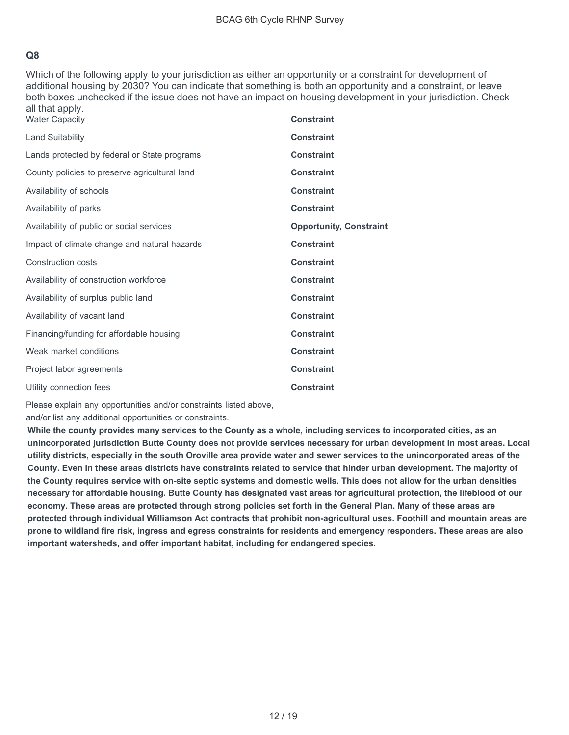## Q8

Which of the following apply to your jurisdiction as either an opportunity or a constraint for development of additional housing by 2030? You can indicate that something is both an opportunity and a constraint, or leave both boxes unchecked if the issue does not have an impact on housing development in your jurisdiction. Check all that apply.

| | |
|---|---|
| Water Capacity | **Constraint** |
| Land Suitability | **Constraint** |
| Lands protected by federal or State programs | **Constraint** |
| County policies to preserve agricultural land | **Constraint** |
| Availability of schools | **Constraint** |
| Availability of parks | **Constraint** |
| Availability of public or social services | **Opportunity, Constraint** |
| Impact of climate change and natural hazards | **Constraint** |
| Construction costs | **Constraint** |
| Availability of construction workforce | **Constraint** |
| Availability of surplus public land | **Constraint** |
| Availability of vacant land | **Constraint** |
| Financing/funding for affordable housing | **Constraint** |
| Weak market conditions | **Constraint** |
| Project labor agreements | **Constraint** |
| Utility connection fees | **Constraint** |

Please explain any opportunities and/or constraints listed above, and/or list any additional opportunities or constraints.

**While the county provides many services to the County as a whole, including services to incorporated cities, as an unincorporated jurisdiction Butte County does not provide services necessary for urban development in most areas. Local utility districts, especially in the south Oroville area provide water and sewer services to the unincorporated areas of the County. Even in these areas districts have constraints related to service that hinder urban development. The majority of the County requires service with on-site septic systems and domestic wells. This does not allow for the urban densities necessary for affordable housing. Butte County has designated vast areas for agricultural protection, the lifeblood of our economy. These areas are protected through strong policies set forth in the General Plan. Many of these areas are protected through individual Williamson Act contracts that prohibit non-agricultural uses. Foothill and mountain areas are prone to wildland fire risk, ingress and egress constraints for residents and emergency responders. These areas are also important watersheds, and offer important habitat, including for endangered species.**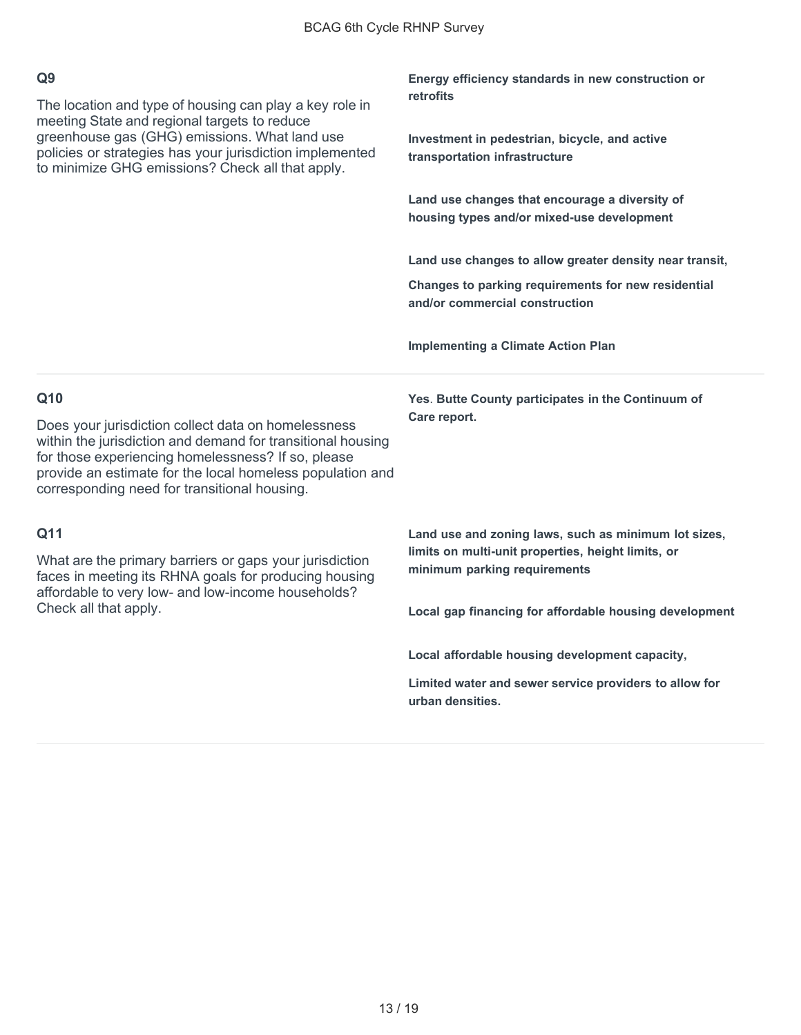## Q9

The location and type of housing can play a key role in meeting State and regional targets to reduce greenhouse gas (GHG) emissions. What land use policies or strategies has your jurisdiction implemented to minimize GHG emissions? Check all that apply.

**Energy efficiency standards in new construction or retrofits**

**Investment in pedestrian, bicycle, and active transportation infrastructure**

**Land use changes that encourage a diversity of housing types and/or mixed-use development**

**Land use changes to allow greater density near transit,**

**Changes to parking requirements for new residential and/or commercial construction**

**Implementing a Climate Action Plan**

## Q10

Does your jurisdiction collect data on homelessness within the jurisdiction and demand for transitional housing for those experiencing homelessness? If so, please provide an estimate for the local homeless population and corresponding need for transitional housing.

**Yes. Butte County participates in the Continuum of Care report.**

## Q11

What are the primary barriers or gaps your jurisdiction faces in meeting its RHNA goals for producing housing affordable to very low- and low-income households? Check all that apply.

**Land use and zoning laws, such as minimum lot sizes, limits on multi-unit properties, height limits, or minimum parking requirements**

**Local gap financing for affordable housing development**

**Local affordable housing development capacity,**

**Limited water and sewer service providers to allow for urban densities.**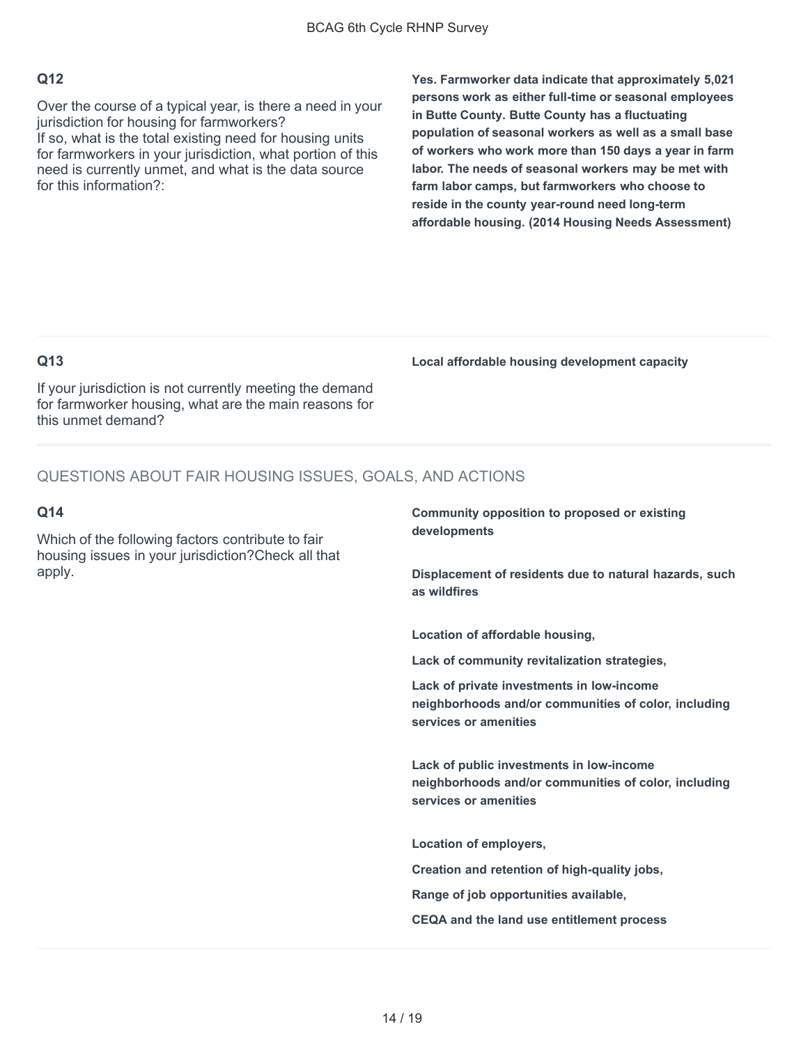### Q12

Over the course of a typical year, is there a need in your jurisdiction for housing for farmworkers?
If so, what is the total existing need for housing units for farmworkers in your jurisdiction, what portion of this need is currently unmet, and what is the data source for this information?:

**Yes. Farmworker data indicate that approximately 5,021 persons work as either full-time or seasonal employees in Butte County. Butte County has a fluctuating population of seasonal workers as well as a small base of workers who work more than 150 days a year in farm labor. The needs of seasonal workers may be met with farm labor camps, but farmworkers who choose to reside in the county year-round need long-term affordable housing. (2014 Housing Needs Assessment)**

### Q13

If your jurisdiction is not currently meeting the demand for farmworker housing, what are the main reasons for this unmet demand?

**Local affordable housing development capacity**

## QUESTIONS ABOUT FAIR HOUSING ISSUES, GOALS, AND ACTIONS

### Q14

Which of the following factors contribute to fair housing issues in your jurisdiction?Check all that apply.

**Community opposition to proposed or existing developments**

**Displacement of residents due to natural hazards, such as wildfires**

**Location of affordable housing,**

**Lack of community revitalization strategies,**

**Lack of private investments in low-income neighborhoods and/or communities of color, including services or amenities**

**Lack of public investments in low-income neighborhoods and/or communities of color, including services or amenities**

**Location of employers,**

**Creation and retention of high-quality jobs,**

**Range of job opportunities available,**

**CEQA and the land use entitlement process**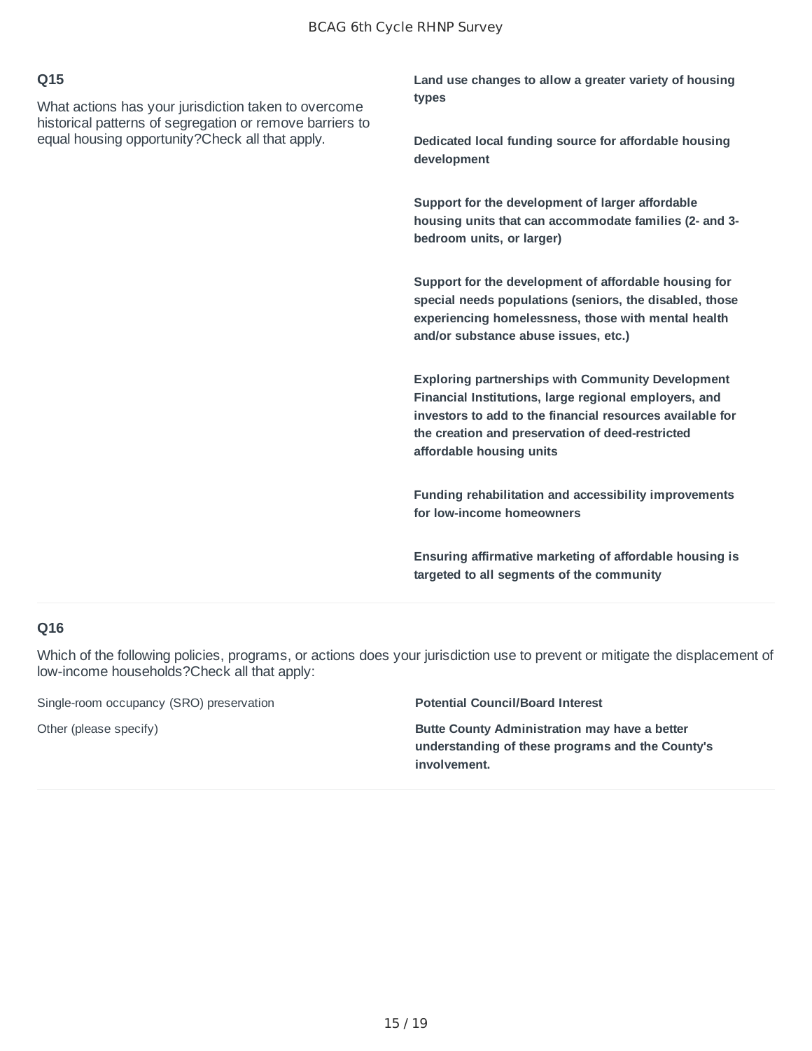## Q15

What actions has your jurisdiction taken to overcome historical patterns of segregation or remove barriers to equal housing opportunity?Check all that apply.

**Land use changes to allow a greater variety of housing types**

**Dedicated local funding source for affordable housing development**

**Support for the development of larger affordable housing units that can accommodate families (2- and 3-bedroom units, or larger)**

**Support for the development of affordable housing for special needs populations (seniors, the disabled, those experiencing homelessness, those with mental health and/or substance abuse issues, etc.)**

**Exploring partnerships with Community Development Financial Institutions, large regional employers, and investors to add to the financial resources available for the creation and preservation of deed-restricted affordable housing units**

**Funding rehabilitation and accessibility improvements for low-income homeowners**

**Ensuring affirmative marketing of affordable housing is targeted to all segments of the community**

## Q16

Which of the following policies, programs, or actions does your jurisdiction use to prevent or mitigate the displacement of low-income households?Check all that apply:

| | |
|---|---|
| Single-room occupancy (SRO) preservation | **Potential Council/Board Interest** |
| Other (please specify) | **Butte County Administration may have a better understanding of these programs and the County's involvement.** |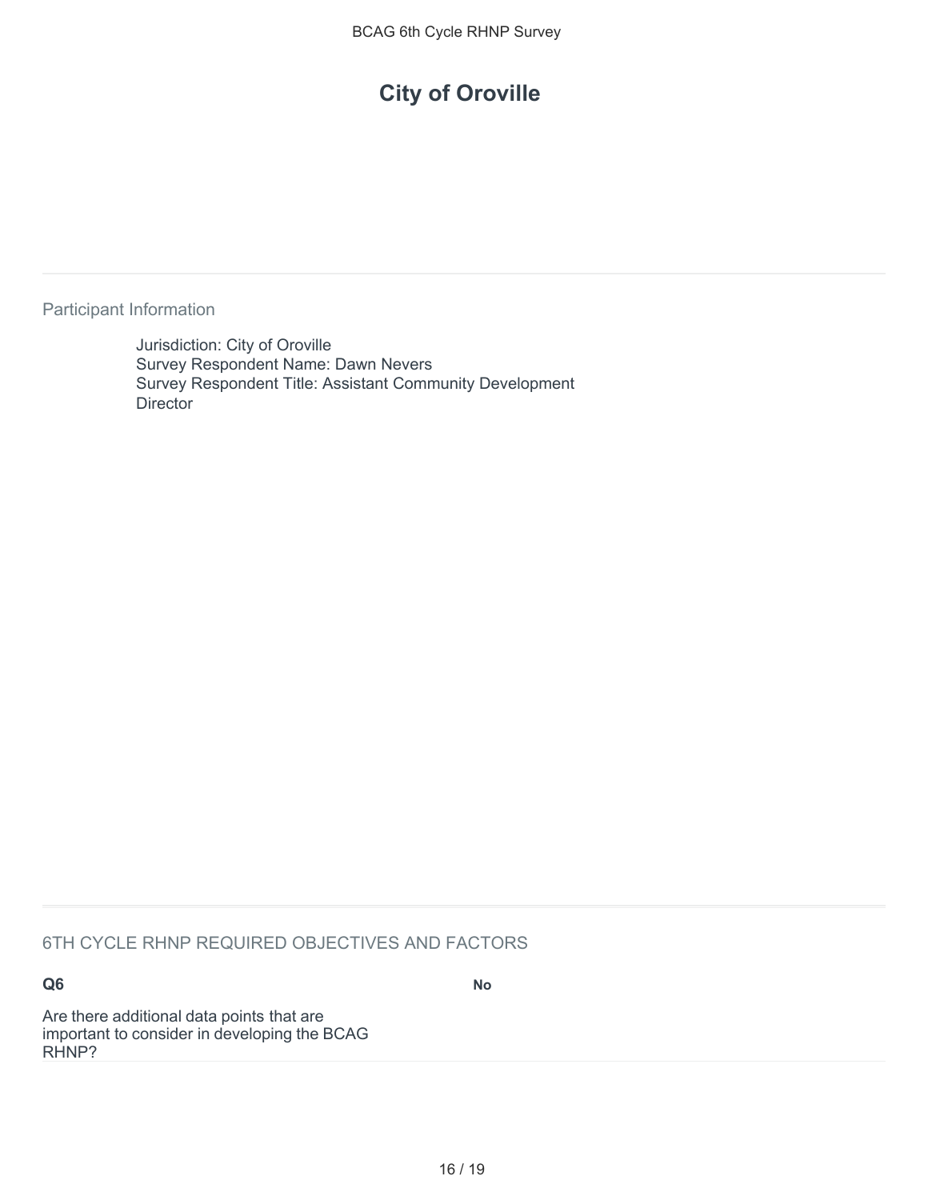# City of Oroville

Participant Information

Jurisdiction: City of Oroville
Survey Respondent Name: Dawn Nevers
Survey Respondent Title: Assistant Community Development Director

6TH CYCLE RHNP REQUIRED OBJECTIVES AND FACTORS

**Q6**

Are there additional data points that are important to consider in developing the BCAG RHNP?

**No**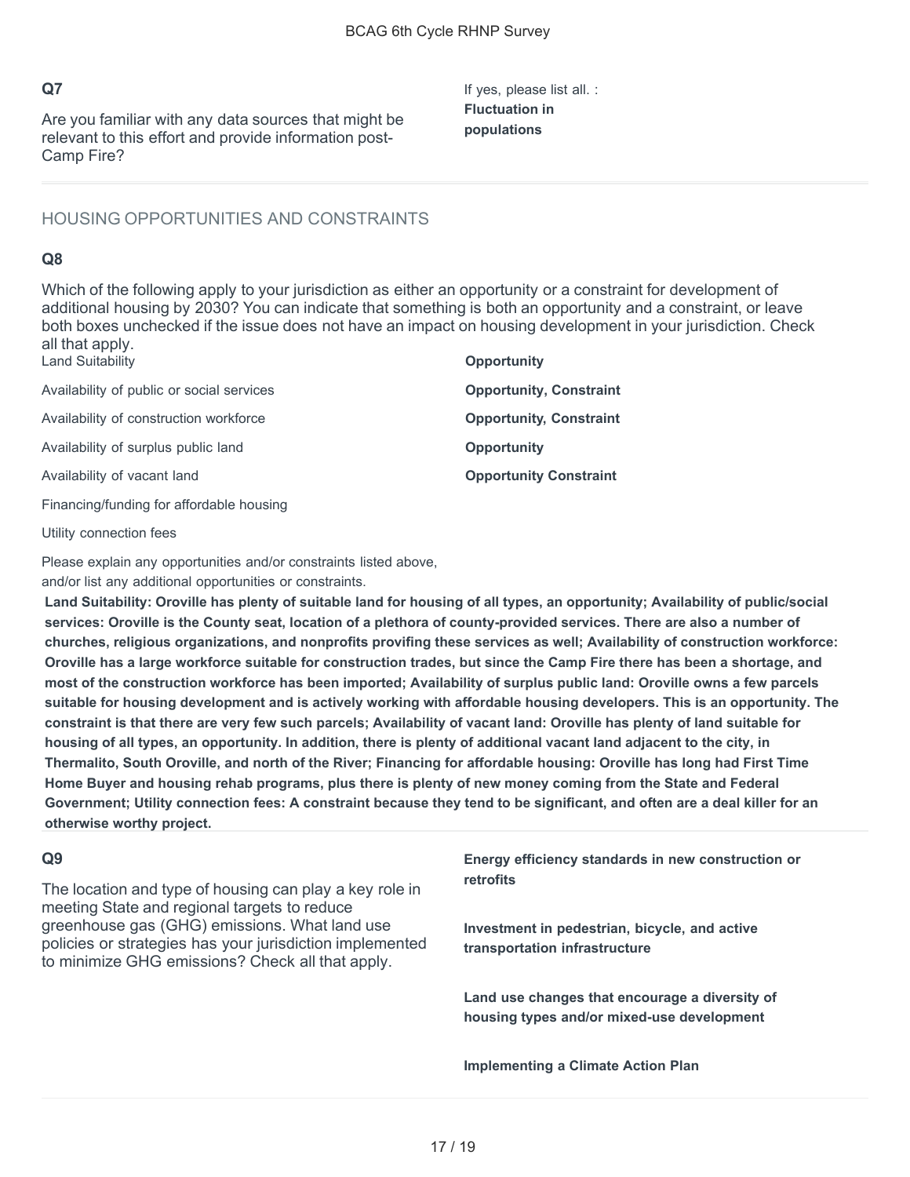**Q7**

Are you familiar with any data sources that might be relevant to this effort and provide information post-Camp Fire?

If yes, please list all. :
**Fluctuation in populations**

## HOUSING OPPORTUNITIES AND CONSTRAINTS

**Q8**

Which of the following apply to your jurisdiction as either an opportunity or a constraint for development of additional housing by 2030? You can indicate that something is both an opportunity and a constraint, or leave both boxes unchecked if the issue does not have an impact on housing development in your jurisdiction. Check all that apply.

| | |
|---|---|
| Land Suitability | **Opportunity** |
| Availability of public or social services | **Opportunity, Constraint** |
| Availability of construction workforce | **Opportunity, Constraint** |
| Availability of surplus public land | **Opportunity** |
| Availability of vacant land | **Opportunity Constraint** |
| Financing/funding for affordable housing | |
| Utility connection fees | |

Please explain any opportunities and/or constraints listed above, and/or list any additional opportunities or constraints.

**Land Suitability: Oroville has plenty of suitable land for housing of all types, an opportunity; Availability of public/social services: Oroville is the County seat, location of a plethora of county-provided services. There are also a number of churches, religious organizations, and nonprofits provifing these services as well; Availability of construction workforce: Oroville has a large workforce suitable for construction trades, but since the Camp Fire there has been a shortage, and most of the construction workforce has been imported; Availability of surplus public land: Oroville owns a few parcels suitable for housing development and is actively working with affordable housing developers. This is an opportunity. The constraint is that there are very few such parcels; Availability of vacant land: Oroville has plenty of land suitable for housing of all types, an opportunity. In addition, there is plenty of additional vacant land adjacent to the city, in Thermalito, South Oroville, and north of the River; Financing for affordable housing: Oroville has long had First Time Home Buyer and housing rehab programs, plus there is plenty of new money coming from the State and Federal Government; Utility connection fees: A constraint because they tend to be significant, and often are a deal killer for an otherwise worthy project.**

**Q9**

The location and type of housing can play a key role in meeting State and regional targets to reduce greenhouse gas (GHG) emissions. What land use policies or strategies has your jurisdiction implemented to minimize GHG emissions? Check all that apply.

**Energy efficiency standards in new construction or retrofits**

**Investment in pedestrian, bicycle, and active transportation infrastructure**

**Land use changes that encourage a diversity of housing types and/or mixed-use development**

**Implementing a Climate Action Plan**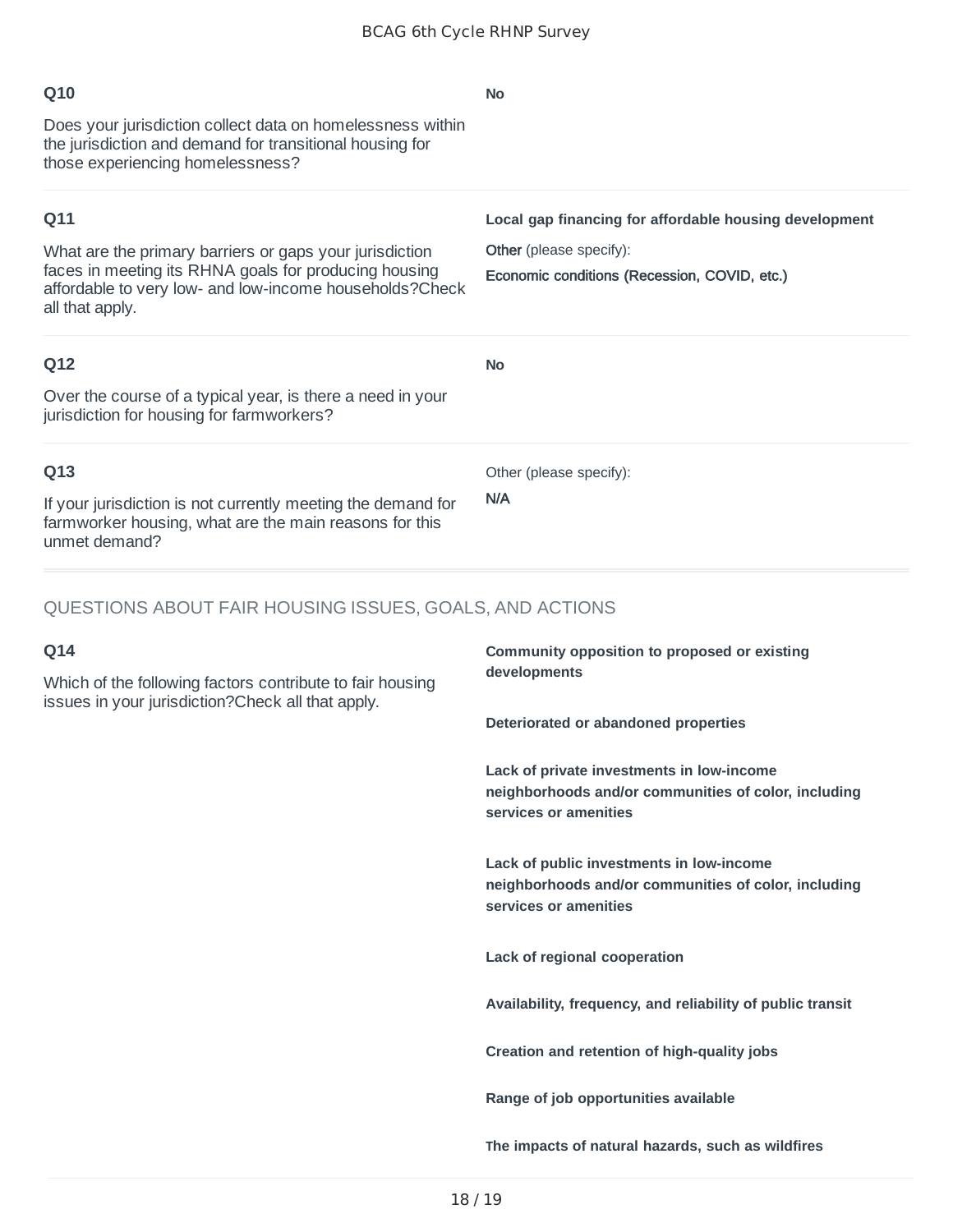**Q10**

Does your jurisdiction collect data on homelessness within the jurisdiction and demand for transitional housing for those experiencing homelessness?

**No**

**Q11**

What are the primary barriers or gaps your jurisdiction faces in meeting its RHNA goals for producing housing affordable to very low- and low-income households?Check all that apply.

**Local gap financing for affordable housing development**

Other (please specify):

Economic conditions (Recession, COVID, etc.)

**Q12**

Over the course of a typical year, is there a need in your jurisdiction for housing for farmworkers?

**No**

**Q13**

If your jurisdiction is not currently meeting the demand for farmworker housing, what are the main reasons for this unmet demand?

Other (please specify):

N/A

## QUESTIONS ABOUT FAIR HOUSING ISSUES, GOALS, AND ACTIONS

**Q14**

Which of the following factors contribute to fair housing issues in your jurisdiction?Check all that apply.

**Community opposition to proposed or existing developments**

**Deteriorated or abandoned properties**

**Lack of private investments in low-income neighborhoods and/or communities of color, including services or amenities**

**Lack of public investments in low-income neighborhoods and/or communities of color, including services or amenities**

**Lack of regional cooperation**

**Availability, frequency, and reliability of public transit**

**Creation and retention of high-quality jobs**

**Range of job opportunities available**

**The impacts of natural hazards, such as wildfires**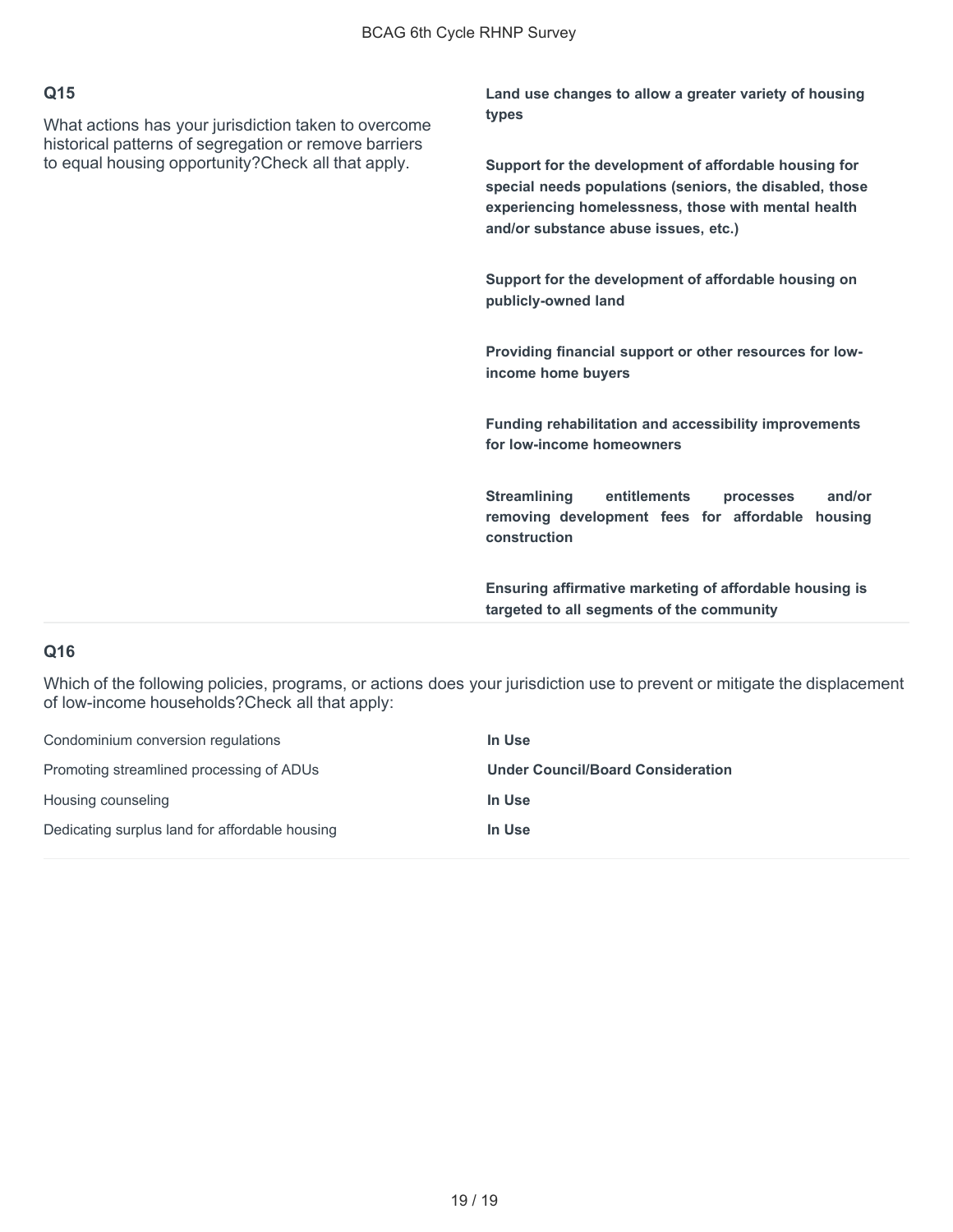## Q15

What actions has your jurisdiction taken to overcome historical patterns of segregation or remove barriers to equal housing opportunity?Check all that apply.

**Land use changes to allow a greater variety of housing types**

**Support for the development of affordable housing for special needs populations (seniors, the disabled, those experiencing homelessness, those with mental health and/or substance abuse issues, etc.)**

**Support for the development of affordable housing on publicly-owned land**

**Providing financial support or other resources for low-income home buyers**

**Funding rehabilitation and accessibility improvements for low-income homeowners**

**Streamlining entitlements processes and/or removing development fees for affordable housing construction**

**Ensuring affirmative marketing of affordable housing is targeted to all segments of the community**

## Q16

Which of the following policies, programs, or actions does your jurisdiction use to prevent or mitigate the displacement of low-income households?Check all that apply:

| | |
|---|---|
| Condominium conversion regulations | **In Use** |
| Promoting streamlined processing of ADUs | **Under Council/Board Consideration** |
| Housing counseling | **In Use** |
| Dedicating surplus land for affordable housing | **In Use** |